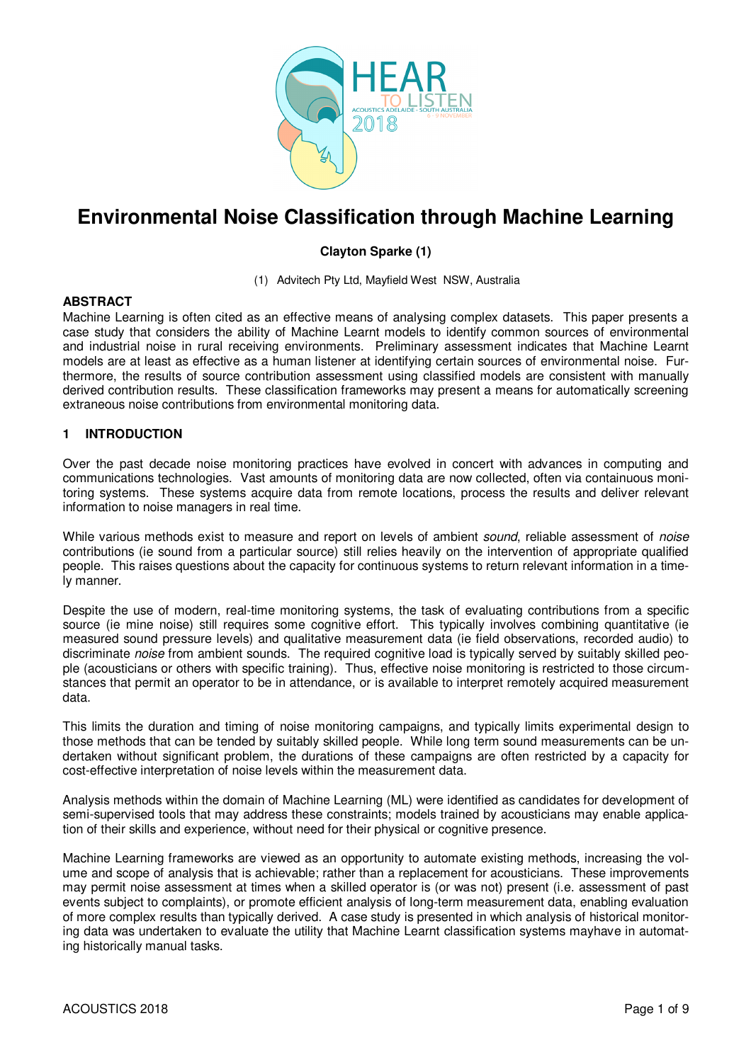# Environmental Noise Classification through Machine Learning

**Clayton Sparke (1)**

(1) Advitech Pty Ltd, Mayfield West NSW, Australia

## ABSTRACT

Machine Learning is often cited as an effective means of analysing complex datasets. This paper presents a case study that considers the ability of Machine Learnt models to identify common sources of environmental and industrial noise in rural receiving environments. Preliminary assessment indicates that Machine Learnt models are at least as effective as a human listener at identifying certain sources of environmental noise. Furthermore, the results of source contribution assessment using classified models are consistent with manually derived contribution results. These classification frameworks may present a means for automatically screening extraneous noise contributions from environmental monitoring data.

## 1 INTRODUCTION

Over the past decade noise monitoring practices have evolved in concert with advances in computing and communications technologies. Vast amounts of monitoring data are now collected, often via contaunuous monitoring systems. These systems acquire data from remote locations, process the results and deliver relevant information to noise managers in real time.

While various methods exist to measure and report on levels of ambient *sound*, reliable assessment of *noise* contributions (ie sound from a particular source) still relies heavily on the intervention of appropriate qualified people. This raises questions about the capacity for continuous systems to return relevant information in a timely manner.

Despite the use of modern, real-time monitoring systems, the task of evaluating contributions from a specific source (ie mine noise) still requires some cognitive effort. This typically involves combining quantitative (ie measured sound pressure levels) and qualitative measurement data (ie field observations, recorded audio) to discriminate *noise* from ambient sounds. The required cognitive load is typically served by suitably skilled people (acousticians or others with specific training). Thus, effective noise monitoring is restricted to those circumstances that permit an operator to be in attendance, or is available to interpret remotely acquired measurement data.

This limits the duration and timing of noise monitoring campaigns, and typically limits experimental design to those methods that can be tended by suitably skilled people. While long term sound measurements can be undertaken without significant problem, the durations of these campaigns are often restricted by a capacity for cost-effective interpretation of noise levels within the measurement data.

Analysis methods within the domain of Machine Learning (ML) were identified as candidates for development of semi-supervised tools that may address these constraints; models trained by acousticians may enable application of their skills and experience, without need for their physical or cognitive presence.

Machine Learning frameworks are viewed as an opportunity to automate existing methods, increasing the volume and scope of analysis that is achievable; rather than a replacement for acousticians. These improvements may permit noise assessment at times when a skilled operator is (or was not) present (i.e. assessment of past events subject to complaints), or promote efficient analysis of long-term measurement data, enabling evaluation of more complex results than typically derived. A case study is presented in which analysis of historical monitoring data was undertaken to evaluate the utility that Machine Learnt classification systems mayhave in automating historically manual tasks.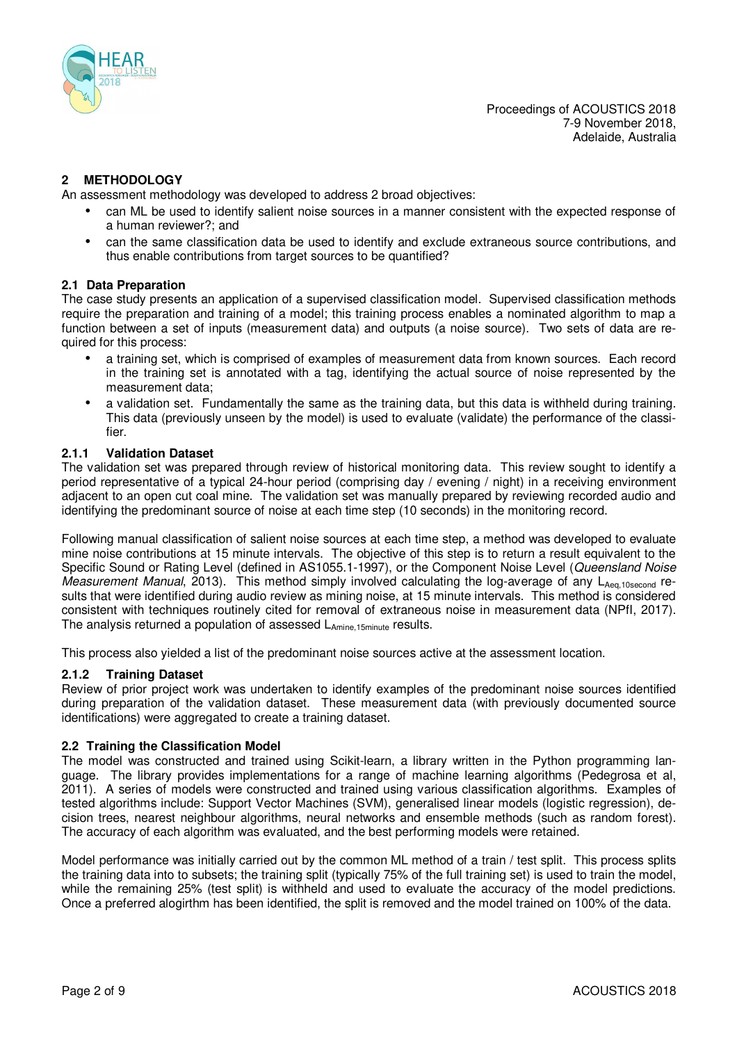## 2 METHODOLOGY

An assessment methodology was developed to address 2 broad objectives:

- can ML be used to identify salient noise sources in a manner consistent with the expected response of a human reviewer?; and
- can the same classification data be used to identify and exclude extraneous source contributions, and thus enable contributions from target sources to be quantified?

### 2.1 Data Preparation

The case study presents an application of a supervised classification model. Supervised classification methods require the preparation and training of a model; this training process enables a nominated algorithm to map a function between a set of inputs (measurement data) and outputs (a noise source). Two sets of data are required for this process:

- a training set, which is comprised of examples of measurement data from known sources. Each record in the training set is annotated with a tag, identifying the actual source of noise represented by the measurement data;
- a validation set. Fundamentally the same as the training data, but this data is withheld during training. This data (previously unseen by the model) is used to evaluate (validate) the performance of the classifier.

#### 2.1.1 Validation Dataset

The validation set was prepared through review of historical monitoring data. This review sought to identify a period representative of a typical 24-hour period (comprising day / evening / night) in a receiving environment adjacent to an open cut coal mine. The validation set was manually prepared by reviewing recorded audio and identifying the predominant source of noise at each time step (10 seconds) in the monitoring record.

Following manual classification of salient noise sources at each time step, a method was developed to evaluate mine noise contributions at 15 minute intervals. The objective of this step is to return a result equivalent to the Specific Sound or Rating Level (defined in AS1055.1-1997), or the Component Noise Level (*Queensland Noise Measurement Manual*, 2013). This method simply involved calculating the log-average of any $L_{Aeq,10second}$ results that were identified during audio review as mining noise, at 15 minute intervals. This method is considered consistent with techniques routinely cited for removal of extraneous noise in measurement data (NPfI, 2017). The analysis returned a population of assessed $L_{Amine,15minute}$ results.

This process also yielded a list of the predominant noise sources active at the assessment location.

#### 2.1.2 Training Dataset

Review of prior project work was undertaken to identify examples of the predominant noise sources identified during preparation of the validation dataset. These measurement data (with previously documented source identifications) were aggregated to create a training dataset.

### 2.2 Training the Classification Model

The model was constructed and trained using Scikit-learn, a library written in the Python programming language. The library provides implementations for a range of machine learning algorithms (Pedegrosa et al, 2011). A series of models were constructed and trained using various classification algorithms. Examples of tested algorithms include: Support Vector Machines (SVM), generalised linear models (logistic regression), decision trees, nearest neighbour algorithms, neural networks and ensemble methods (such as random forest). The accuracy of each algorithm was evaluated, and the best performing models were retained.

Model performance was initially carried out by the common ML method of a train / test split. This process splits the training data into to subsets; the training split (typically 75% of the full training set) is used to train the model, while the remaining 25% (test split) is withheld and used to evaluate the accuracy of the model predictions. Once a preferred alogirthm has been identified, the split is removed and the model trained on 100% of the data.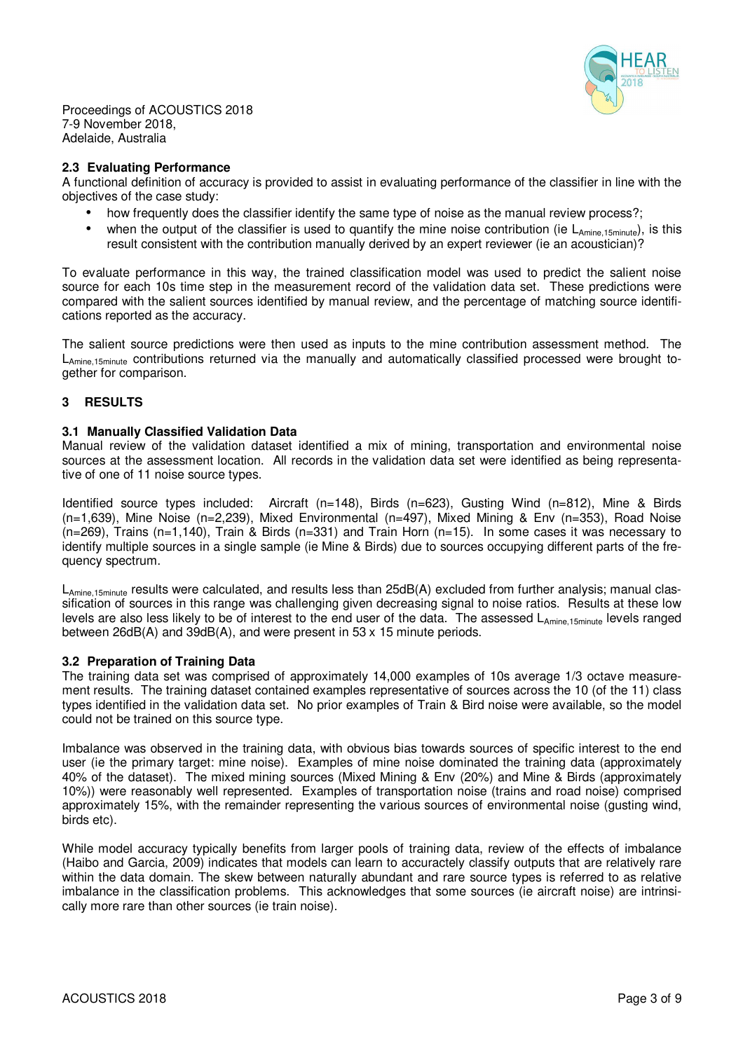### 2.3 Evaluating Performance

A functional definition of accuracy is provided to assist in evaluating performance of the classifier in line with the objectives of the case study:

- how frequently does the classifier identify the same type of noise as the manual review process?;
- when the output of the classifier is used to quantify the mine noise contribution (ie $L_{Amine,15minute}$), is this result consistent with the contribution manually derived by an expert reviewer (ie an acoustician)?

To evaluate performance in this way, the trained classification model was used to predict the salient noise source for each 10s time step in the measurement record of the validation data set. These predictions were compared with the salient sources identified by manual review, and the percentage of matching source identifications reported as the accuracy.

The salient source predictions were then used as inputs to the mine contribution assessment method. The $L_{Amine,15minute}$ contributions returned via the manually and automatically classified processed were brought together for comparison.

## 3 RESULTS

### 3.1 Manually Classified Validation Data

Manual review of the validation dataset identified a mix of mining, transportation and environmental noise sources at the assessment location. All records in the validation data set were identified as being representative of one of 11 noise source types.

Identified source types included: Aircraft (n=148), Birds (n=623), Gusting Wind (n=812), Mine & Birds (n=1,639), Mine Noise (n=2,239), Mixed Environmental (n=497), Mixed Mining & Env (n=353), Road Noise (n=269), Trains (n=1,140), Train & Birds (n=331) and Train Horn (n=15). In some cases it was necessary to identify multiple sources in a single sample (ie Mine & Birds) due to sources occupying different parts of the frequency spectrum.

$L_{Amine,15minute}$ results were calculated, and results less than 25dB(A) excluded from further analysis; manual classification of sources in this range was challenging given decreasing signal to noise ratios. Results at these low levels are also less likely to be of interest to the end user of the data. The assessed $L_{Amine,15minute}$ levels ranged between 26dB(A) and 39dB(A), and were present in 53 x 15 minute periods.

### 3.2 Preparation of Training Data

The training data set was comprised of approximately 14,000 examples of 10s average 1/3 octave measurement results. The training dataset contained examples representative of sources across the 10 (of the 11) class types identified in the validation data set. No prior examples of Train & Bird noise were available, so the model could not be trained on this source type.

Imbalance was observed in the training data, with obvious bias towards sources of specific interest to the end user (ie the primary target: mine noise). Examples of mine noise dominated the training data (approximately 40% of the dataset). The mixed mining sources (Mixed Mining & Env (20%) and Mine & Birds (approximately 10%)) were reasonably well represented. Examples of transportation noise (trains and road noise) comprised approximately 15%, with the remainder representing the various sources of environmental noise (gusting wind, birds etc).

While model accuracy typically benefits from larger pools of training data, review of the effects of imbalance (Haibo and Garcia, 2009) indicates that models can learn to accuractely classify outputs that are relatively rare within the data domain. The skew between naturally abundant and rare source types is referred to as relative imbalance in the classification problems. This acknowledges that some sources (ie aircraft noise) are intrinsically more rare than other sources (ie train noise).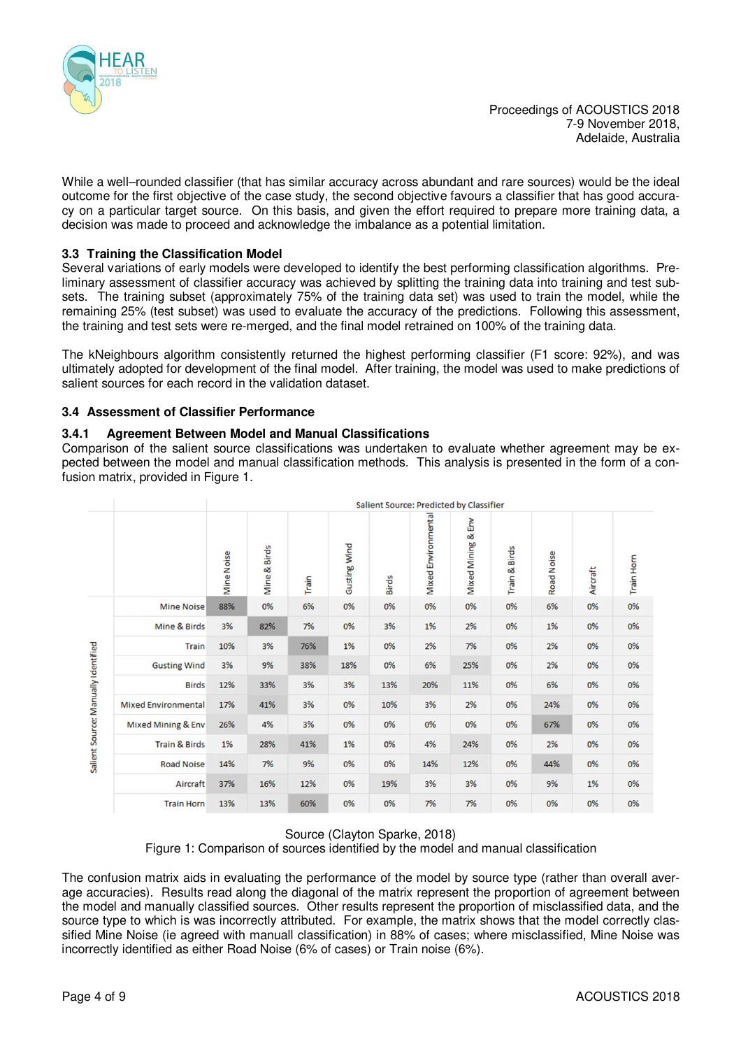While a well–rounded classifier (that has similar accuracy across abundant and rare sources) would be the ideal outcome for the first objective of the case study, the second objective favours a classifier that has good accuracy on a particular target source. On this basis, and given the effort required to prepare more training data, a decision was made to proceed and acknowledge the imbalance as a potential limitation.

### 3.3 Training the Classification Model

Several variations of early models were developed to identify the best performing classification algorithms. Preliminary assessment of classifier accuracy was achieved by splitting the training data into training and test subsets. The training subset (approximately 75% of the training data set) was used to train the model, while the remaining 25% (test subset) was used to evaluate the accuracy of the predictions. Following this assessment, the training and test sets were re-merged, and the final model retrained on 100% of the training data.

The kNeighbours algorithm consistently returned the highest performing classifier (F1 score: 92%), and was ultimately adopted for development of the final model. After training, the model was used to make predictions of salient sources for each record in the validation dataset.

### 3.4 Assessment of Classifier Performance

#### 3.4.1 Agreement Between Model and Manual Classifications

Comparison of the salient source classifications was undertaken to evaluate whether agreement may be expected between the model and manual classification methods. This analysis is presented in the form of a confusion matrix, provided in Figure 1.

| Salient Source: Manually Identified | Salient Source: Predicted by Classifier | | | | | | | | | | |
|---|---|---|---|---|---|---|---|---|---|---|---|
| | Mine Noise | Mine & Birds | Train | Gusting Wind | Birds | Mixed Environmental | Mixed Mining & Env | Train & Birds | Road Noise | Aircraft | Train Horn |
| Mine Noise | 88% | 0% | 6% | 0% | 0% | 0% | 0% | 0% | 6% | 0% | 0% |
| Mine & Birds | 3% | 82% | 7% | 0% | 3% | 1% | 2% | 0% | 1% | 0% | 0% |
| Train | 10% | 3% | 76% | 1% | 0% | 2% | 7% | 0% | 2% | 0% | 0% |
| Gusting Wind | 3% | 9% | 38% | 18% | 0% | 6% | 25% | 0% | 2% | 0% | 0% |
| Birds | 12% | 33% | 3% | 3% | 13% | 20% | 11% | 0% | 6% | 0% | 0% |
| Mixed Environmental | 17% | 41% | 3% | 0% | 10% | 3% | 2% | 0% | 24% | 0% | 0% |
| Mixed Mining & Env | 26% | 4% | 3% | 0% | 0% | 0% | 0% | 0% | 67% | 0% | 0% |
| Train & Birds | 1% | 28% | 41% | 1% | 0% | 4% | 24% | 0% | 2% | 0% | 0% |
| Road Noise | 14% | 7% | 9% | 0% | 0% | 14% | 12% | 0% | 44% | 0% | 0% |
| Aircraft | 37% | 16% | 12% | 0% | 19% | 3% | 3% | 0% | 9% | 1% | 0% |
| Train Horn | 13% | 13% | 60% | 0% | 0% | 7% | 7% | 0% | 0% | 0% | 0% |

Source (Clayton Sparke, 2018)

Figure 1: Comparison of sources identified by the model and manual classification

The confusion matrix aids in evaluating the performance of the model by source type (rather than overall average accuracies). Results read along the diagonal of the matrix represent the proportion of agreement between the model and manually classified sources. Other results represent the proportion of misclassified data, and the source type to which is was incorrectly attributed. For example, the matrix shows that the model correctly classified Mine Noise (ie agreed with manuall classification) in 88% of cases; where misclassified, Mine Noise was incorrectly identified as either Road Noise (6% of cases) or Train noise (6%).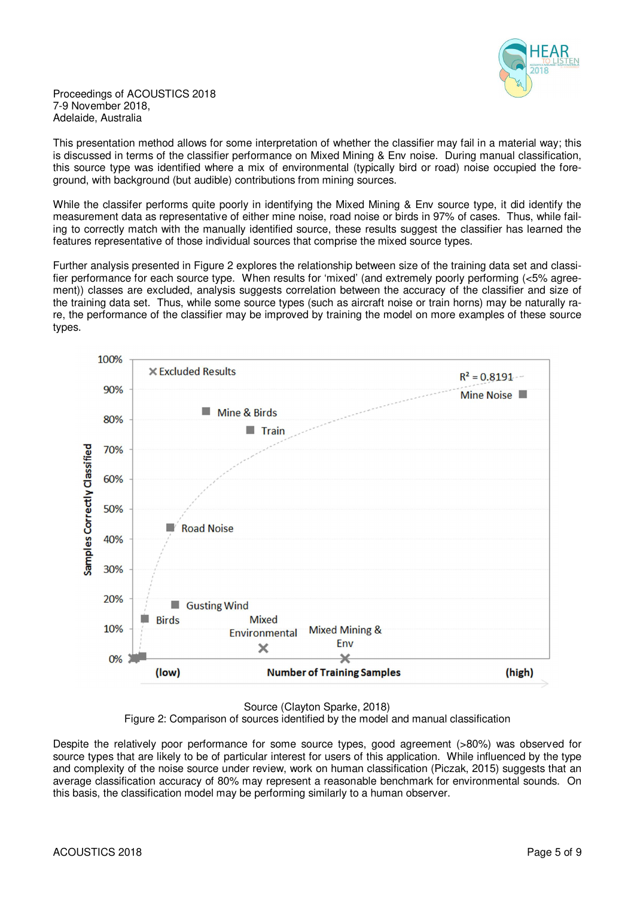This presentation method allows for some interpretation of whether the classifier may fail in a material way; this is discussed in terms of the classifier performance on Mixed Mining & Env noise. During manual classification, this source type was identified where a mix of environmental (typically bird or road) noise occupied the foreground, with background (but audible) contributions from mining sources.

While the classifer performs quite poorly in identifying the Mixed Mining & Env source type, it did identify the measurement data as representative of either mine noise, road noise or birds in 97% of cases. Thus, while failing to correctly match with the manually identified source, these results suggest the classifier has learned the features representative of those individual sources that comprise the mixed source types.

Further analysis presented in Figure 2 explores the relationship between size of the training data set and classifier performance for each source type. When results for 'mixed' (and extremely poorly performing (<5% agreement)) classes are excluded, analysis suggests correlation between the accuracy of the classifier and size of the training data set. Thus, while some source types (such as aircraft noise or train horns) may be naturally rare, the performance of the classifier may be improved by training the model on more examples of these source types.

Source (Clayton Sparke, 2018)

Figure 2: Comparison of sources identified by the model and manual classification

Despite the relatively poor performance for some source types, good agreement (>80%) was observed for source types that are likely to be of particular interest for users of this application. While influenced by the type and complexity of the noise source under review, work on human classification (Piczak, 2015) suggests that an average classification accuracy of 80% may represent a reasonable benchmark for environmental sounds. On this basis, the classification model may be performing similarly to a human observer.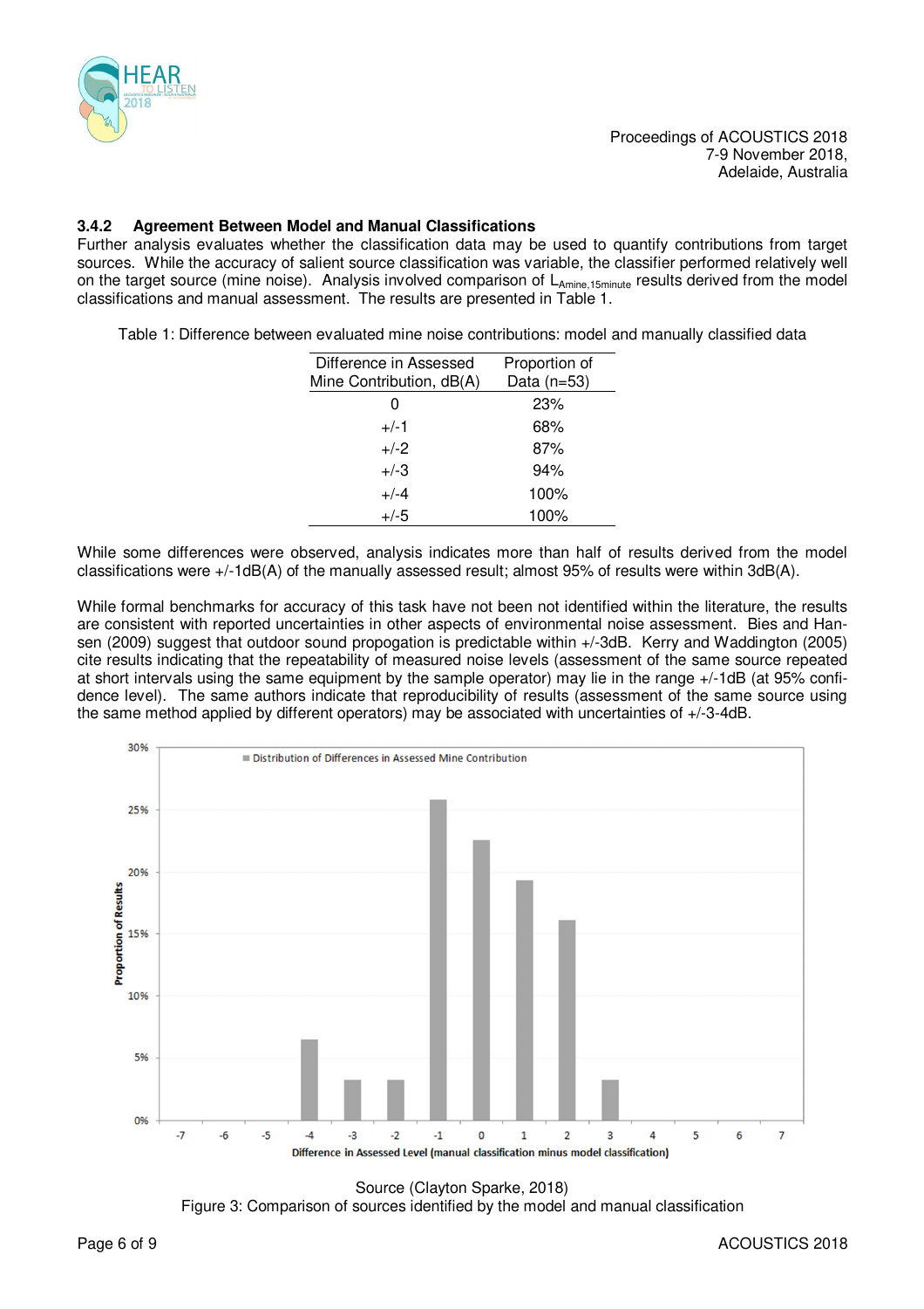### 3.4.2 Agreement Between Model and Manual Classifications

Further analysis evaluates whether the classification data may be used to quantify contributions from target sources. While the accuracy of salient source classification was variable, the classifier performed relatively well on the target source (mine noise). Analysis involved comparison of $L_{Amine,15minute}$ results derived from the model classifications and manual assessment. The results are presented in Table 1.

Table 1: Difference between evaluated mine noise contributions: model and manually classified data

| Difference in Assessed Mine Contribution, dB(A) | Proportion of Data (n=53) |
|---|---|
| 0 | 23% |
| +/-1 | 68% |
| +/-2 | 87% |
| +/-3 | 94% |
| +/-4 | 100% |
| +/-5 | 100% |

While some differences were observed, analysis indicates more than half of results derived from the model classifications were +/-1dB(A) of the manually assessed result; almost 95% of results were within 3dB(A).

While formal benchmarks for accuracy of this task have not been not identified within the literature, the results are consistent with reported uncertainties in other aspects of environmental noise assessment. Bies and Hansen (2009) suggest that outdoor sound propogation is predictable within +/-3dB. Kerry and Waddington (2005) cite results indicating that the repeatability of measured noise levels (assessment of the same source repeated at short intervals using the same equipment by the sample operator) may lie in the range +/-1dB (at 95% confidence level). The same authors indicate that reproducibility of results (assessment of the same source using the same method applied by different operators) may be associated with uncertainties of +/-3-4dB.

Source (Clayton Sparke, 2018)

Figure 3: Comparison of sources identified by the model and manual classification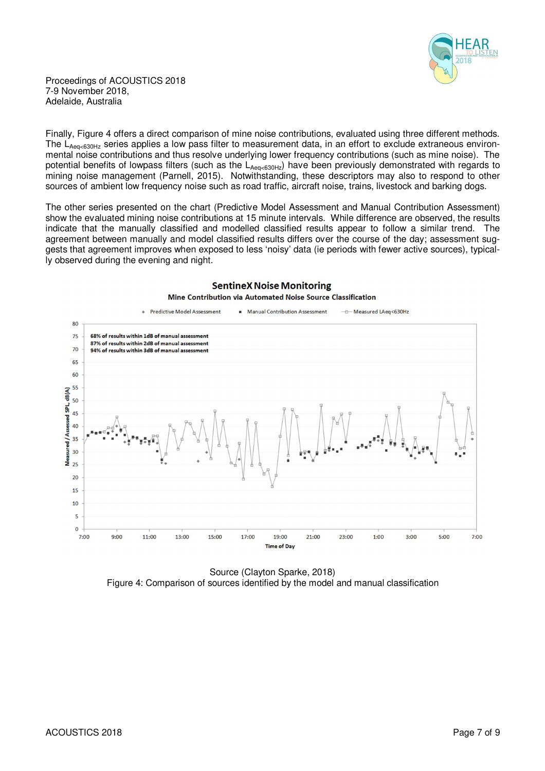Finally, Figure 4 offers a direct comparison of mine noise contributions, evaluated using three different methods. The $L_{Aeq<630Hz}$ series applies a low pass filter to measurement data, in an effort to exclude extraneous environmental noise contributions and thus resolve underlying lower frequency contributions (such as mine noise). The potential benefits of lowpass filters (such as the $L_{Aeq<630Hz}$) have been previously demonstrated with regards to mining noise management (Parnell, 2015). Notwithstanding, these descriptors may also to respond to other sources of ambient low frequency noise such as road traffic, aircraft noise, trains, livestock and barking dogs.

The other series presented on the chart (Predictive Model Assessment and Manual Contribution Assessment) show the evaluated mining noise contributions at 15 minute intervals. While difference are observed, the results indicate that the manually classified and modelled classified results appear to follow a similar trend. The agreement between manually and model classified results differs over the course of the day; assessment suggests that agreement improves when exposed to less 'noisy' data (ie periods with fewer active sources), typically observed during the evening and night.

Source (Clayton Sparke, 2018)

Figure 4: Comparison of sources identified by the model and manual classification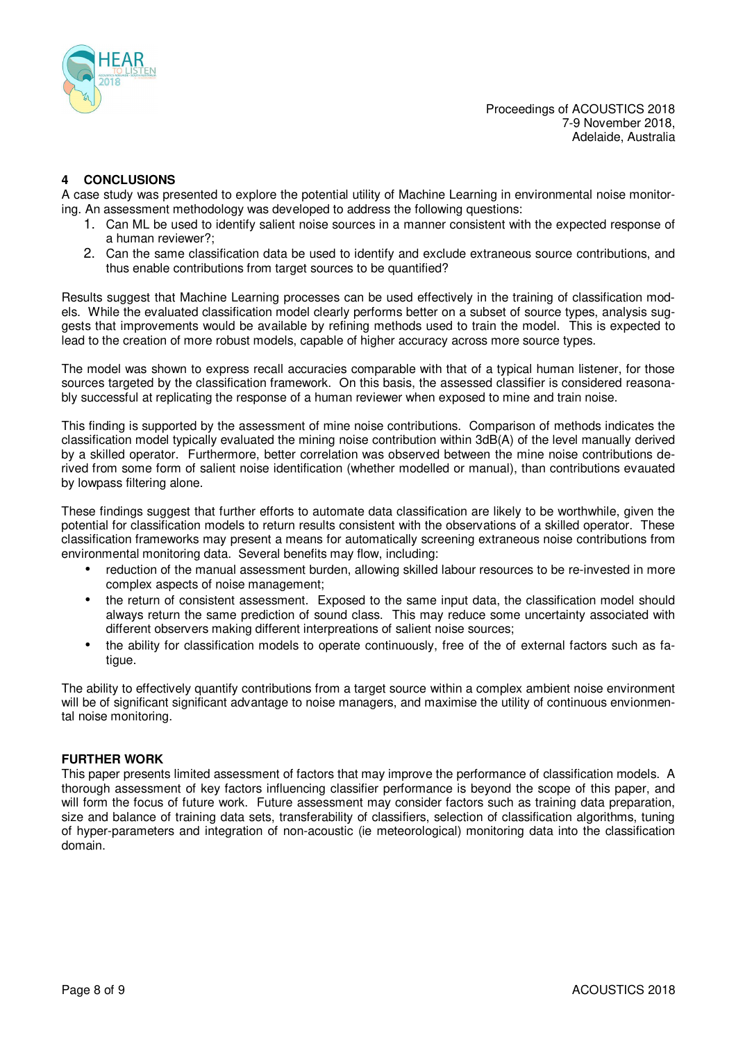## 4 CONCLUSIONS

A case study was presented to explore the potential utility of Machine Learning in environmental noise monitoring. An assessment methodology was developed to address the following questions:

1. Can ML be used to identify salient noise sources in a manner consistent with the expected response of a human reviewer?;
2. Can the same classification data be used to identify and exclude extraneous source contributions, and thus enable contributions from target sources to be quantified?

Results suggest that Machine Learning processes can be used effectively in the training of classification models. While the evaluated classification model clearly performs better on a subset of source types, analysis suggests that improvements would be available by refining methods used to train the model. This is expected to lead to the creation of more robust models, capable of higher accuracy across more source types.

The model was shown to express recall accuracies comparable with that of a typical human listener, for those sources targeted by the classification framework. On this basis, the assessed classifier is considered reasonably successful at replicating the response of a human reviewer when exposed to mine and train noise.

This finding is supported by the assessment of mine noise contributions. Comparison of methods indicates the classification model typically evaluated the mining noise contribution within 3dB(A) of the level manually derived by a skilled operator. Furthermore, better correlation was observed between the mine noise contributions derived from some form of salient noise identification (whether modelled or manual), than contributions evauated by lowpass filtering alone.

These findings suggest that further efforts to automate data classification are likely to be worthwhile, given the potential for classification models to return results consistent with the observations of a skilled operator. These classification frameworks may present a means for automatically screening extraneous noise contributions from environmental monitoring data. Several benefits may flow, including:

- reduction of the manual assessment burden, allowing skilled labour resources to be re-invested in more complex aspects of noise management;
- the return of consistent assessment. Exposed to the same input data, the classification model should always return the same prediction of sound class. This may reduce some uncertainty associated with different observers making different interpreations of salient noise sources;
- the ability for classification models to operate continuously, free of the of external factors such as fatigue.

The ability to effectively quantify contributions from a target source within a complex ambient noise environment will be of significant significant advantage to noise managers, and maximise the utility of continuous envionmental noise monitoring.

## FURTHER WORK

This paper presents limited assessment of factors that may improve the performance of classification models. A thorough assessment of key factors influencing classifier performance is beyond the scope of this paper, and will form the focus of future work. Future assessment may consider factors such as training data preparation, size and balance of training data sets, transferability of classifiers, selection of classification algorithms, tuning of hyper-parameters and integration of non-acoustic (ie meteorological) monitoring data into the classification domain.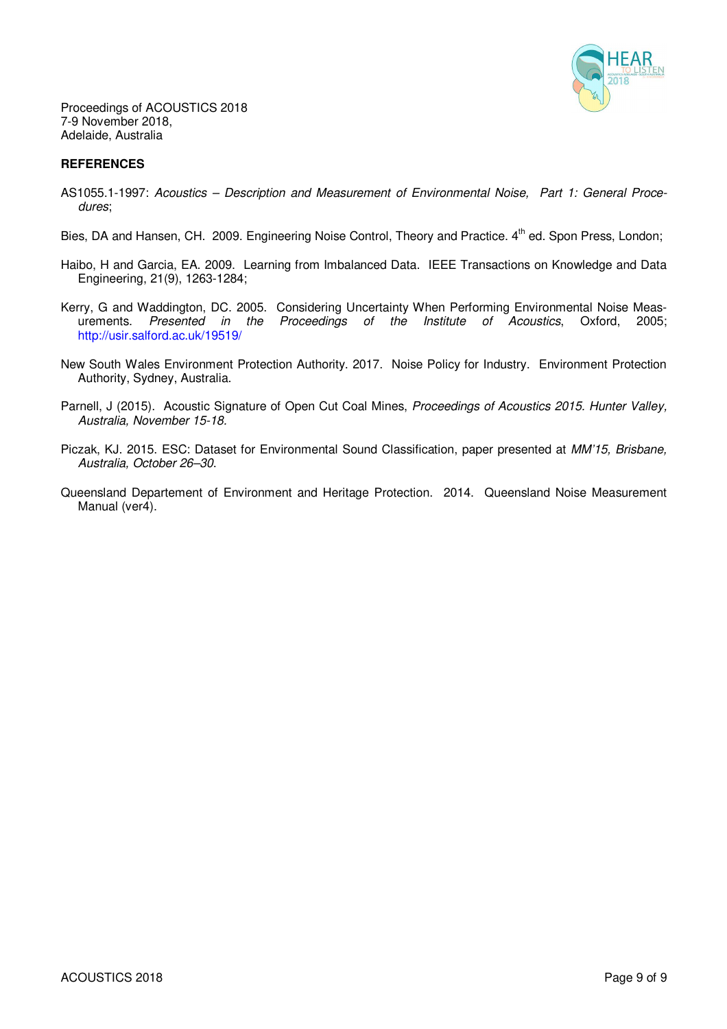## REFERENCES

AS1055.1-1997: *Acoustics – Description and Measurement of Environmental Noise, Part 1: General Procedures*;

Bies, DA and Hansen, CH. 2009. Engineering Noise Control, Theory and Practice. 4th ed. Spon Press, London;

Haibo, H and Garcia, EA. 2009. Learning from Imbalanced Data. IEEE Transactions on Knowledge and Data Engineering, 21(9), 1263-1284;

Kerry, G and Waddington, DC. 2005. Considering Uncertainty When Performing Environmental Noise Measurements. *Presented in the Proceedings of the Institute of Acoustics*, Oxford, 2005; http://usir.salford.ac.uk/19519/

New South Wales Environment Protection Authority. 2017. Noise Policy for Industry. Environment Protection Authority, Sydney, Australia.

Parnell, J (2015). Acoustic Signature of Open Cut Coal Mines, *Proceedings of Acoustics 2015. Hunter Valley, Australia, November 15-18.*

Piczak, KJ. 2015. ESC: Dataset for Environmental Sound Classification, paper presented at *MM'15, Brisbane, Australia, October 26–30*.

Queensland Departement of Environment and Heritage Protection. 2014. Queensland Noise Measurement Manual (ver4).